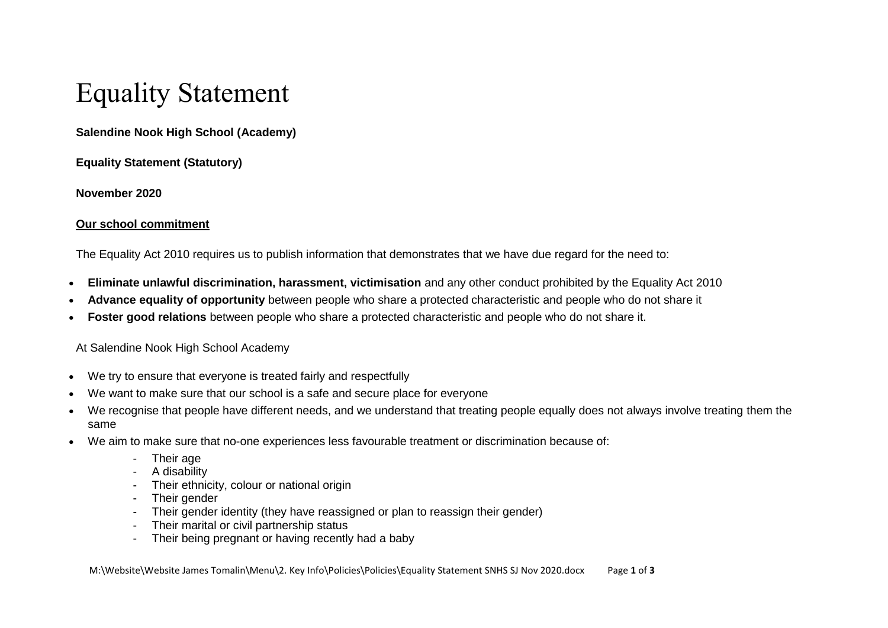# Equality Statement

**Salendine Nook High School (Academy)**

**Equality Statement (Statutory)**

**November 2020**

**Our school commitment**

The Equality Act 2010 requires us to publish information that demonstrates that we have due regard for the need to:

- **Eliminate unlawful discrimination, harassment, victimisation** and any other conduct prohibited by the Equality Act 2010
- **Advance equality of opportunity** between people who share a protected characteristic and people who do not share it
- **Foster good relations** between people who share a protected characteristic and people who do not share it.

At Salendine Nook High School Academy

- We try to ensure that everyone is treated fairly and respectfully
- We want to make sure that our school is a safe and secure place for everyone
- We recognise that people have different needs, and we understand that treating people equally does not always involve treating them the same
- We aim to make sure that no-one experiences less favourable treatment or discrimination because of:
  - Their age
  - A disability
  - Their ethnicity, colour or national origin
  - Their gender
  - Their gender identity (they have reassigned or plan to reassign their gender)
  - Their marital or civil partnership status
  - Their being pregnant or having recently had a baby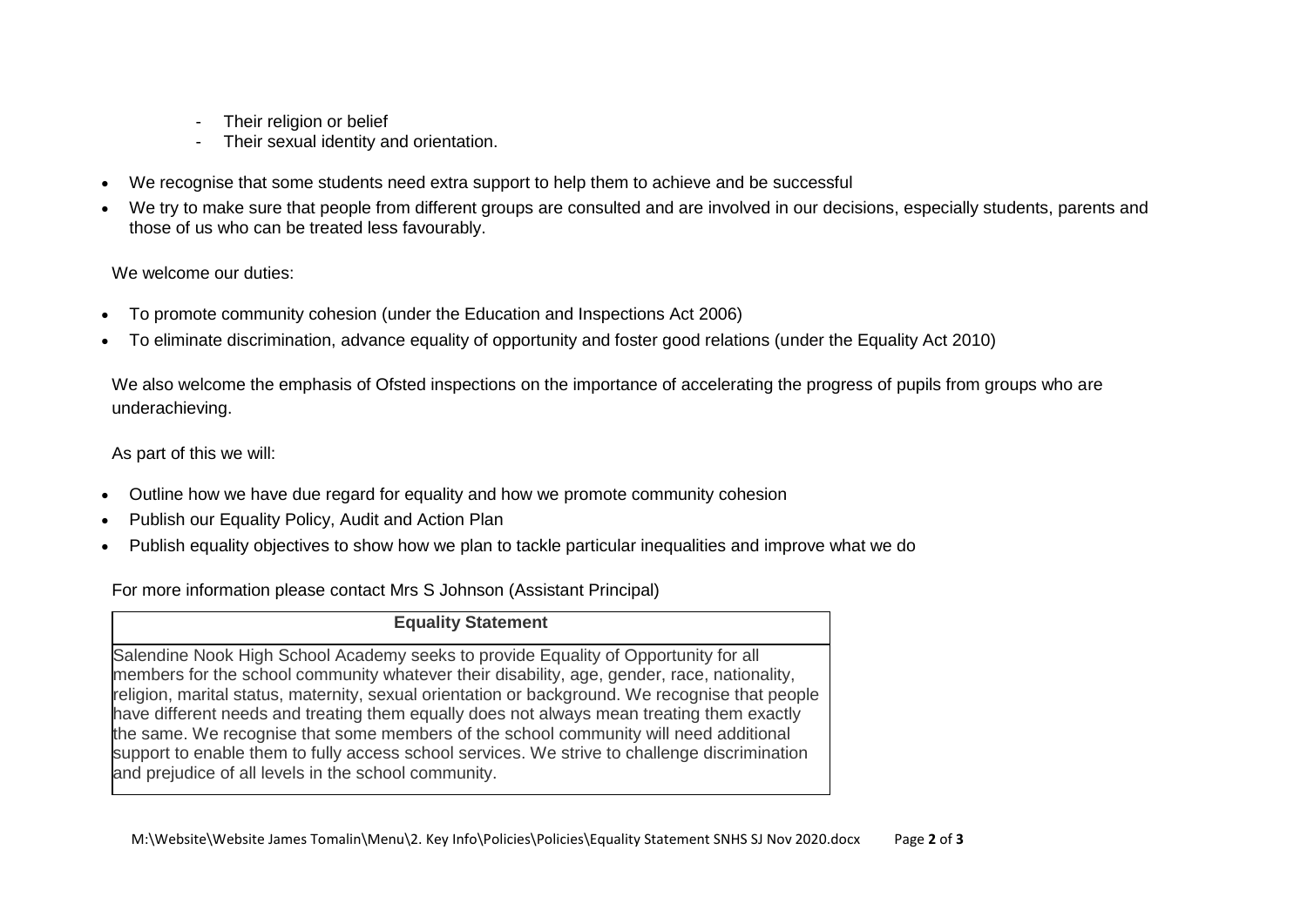- Their religion or belief
    - Their sexual identity and orientation.

- We recognise that some students need extra support to help them to achieve and be successful
- We try to make sure that people from different groups are consulted and are involved in our decisions, especially students, parents and those of us who can be treated less favourably.

We welcome our duties:

- To promote community cohesion (under the Education and Inspections Act 2006)
- To eliminate discrimination, advance equality of opportunity and foster good relations (under the Equality Act 2010)

We also welcome the emphasis of Ofsted inspections on the importance of accelerating the progress of pupils from groups who are underachieving.

As part of this we will:

- Outline how we have due regard for equality and how we promote community cohesion
- Publish our Equality Policy, Audit and Action Plan
- Publish equality objectives to show how we plan to tackle particular inequalities and improve what we do

For more information please contact Mrs S Johnson (Assistant Principal)

| Equality Statement |
|---|
| Salendine Nook High School Academy seeks to provide Equality of Opportunity for all members for the school community whatever their disability, age, gender, race, nationality, religion, marital status, maternity, sexual orientation or background. We recognise that people have different needs and treating them equally does not always mean treating them exactly the same. We recognise that some members of the school community will need additional support to enable them to fully access school services. We strive to challenge discrimination and prejudice of all levels in the school community. |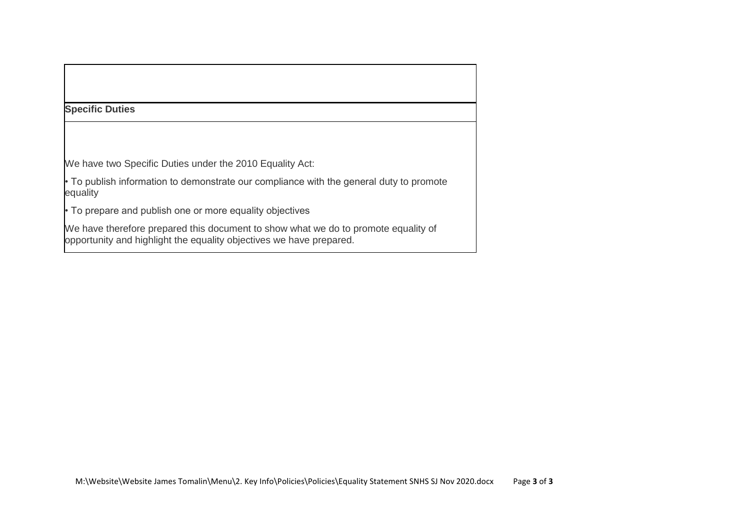**Specific Duties**

We have two Specific Duties under the 2010 Equality Act:

- To publish information to demonstrate our compliance with the general duty to promote equality
- To prepare and publish one or more equality objectives

We have therefore prepared this document to show what we do to promote equality of opportunity and highlight the equality objectives we have prepared.